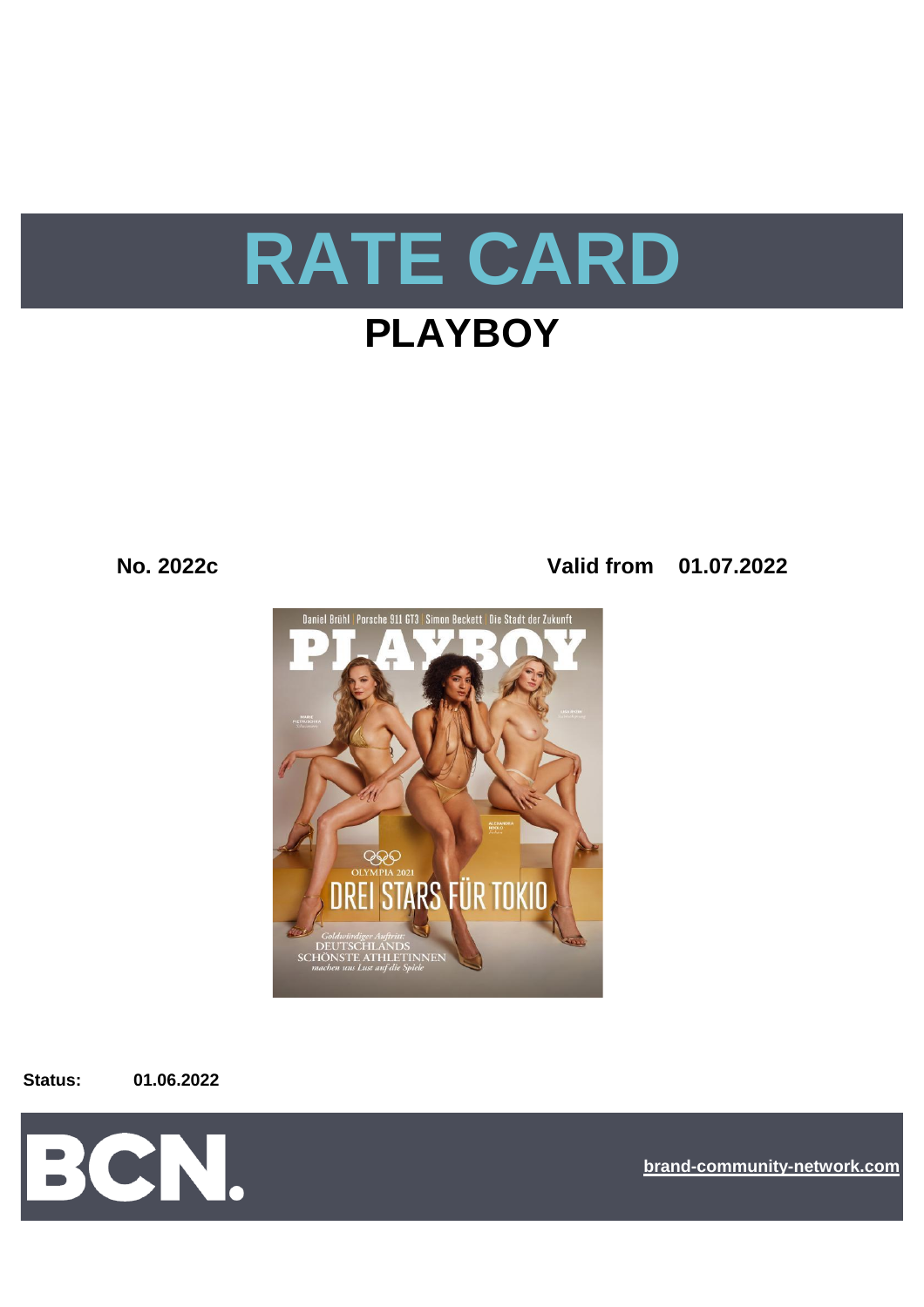# RATE CARD

## PLAYBOY

**No. 2022c** **Valid from 01.07.2022**

**Status:** **01.06.2022**

BCN.

brand-community-network.com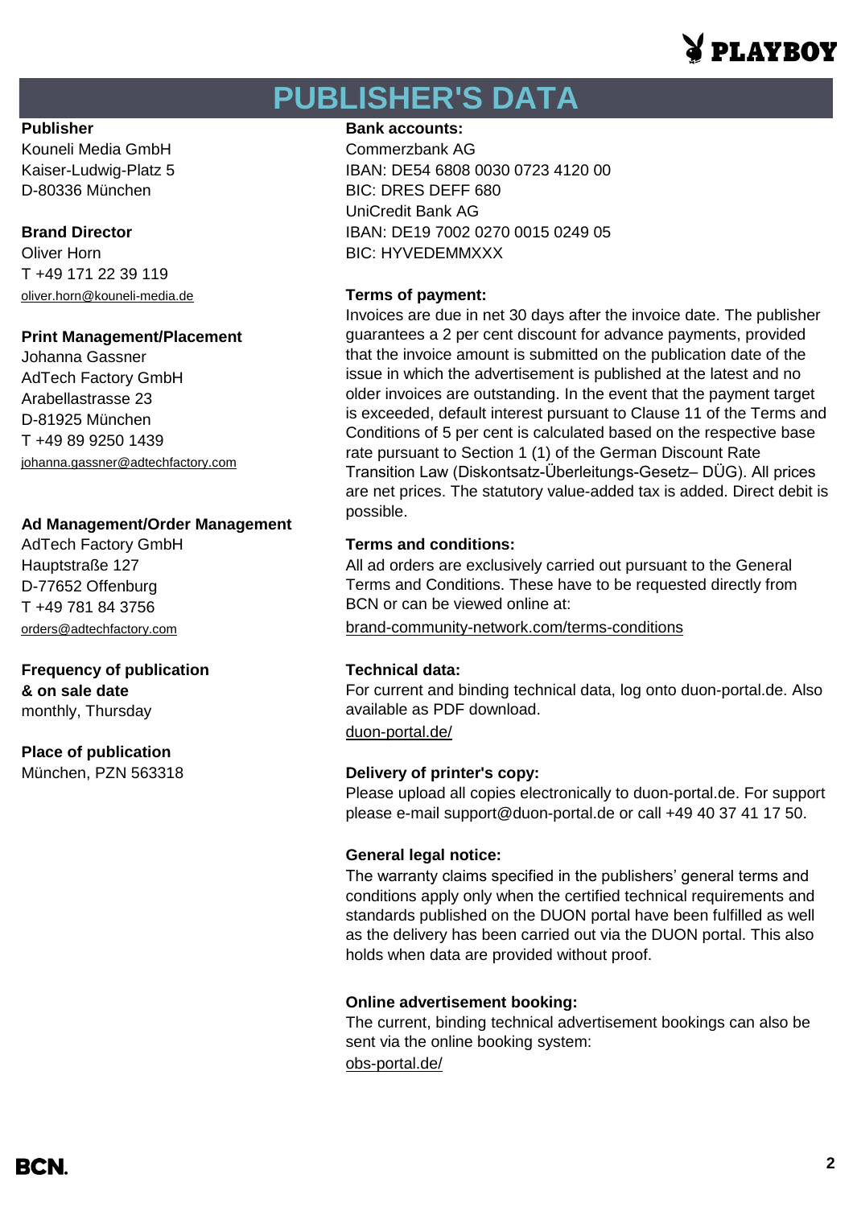# PUBLISHER'S DATA

**Publisher**
Kouneli Media GmbH
Kaiser-Ludwig-Platz 5
D-80336 München

**Brand Director**
Oliver Horn
T +49 171 22 39 119
oliver.horn@kouneli-media.de

**Print Management/Placement**
Johanna Gassner
AdTech Factory GmbH
Arabellastrasse 23
D-81925 München
T +49 89 9250 1439
johanna.gassner@adtechfactory.com

**Ad Management/Order Management**
AdTech Factory GmbH
Hauptstraße 127
D-77652 Offenburg
T +49 781 84 3756
orders@adtechfactory.com

**Frequency of publication & on sale date**
monthly, Thursday

**Place of publication**
München, PZN 563318

**Bank accounts:**
Commerzbank AG
IBAN: DE54 6808 0030 0723 4120 00
BIC: DRES DEFF 680
UniCredit Bank AG
IBAN: DE19 7002 0270 0015 0249 05
BIC: HYVEDEMMXXX

**Terms of payment:**
Invoices are due in net 30 days after the invoice date. The publisher guarantees a 2 per cent discount for advance payments, provided that the invoice amount is submitted on the publication date of the issue in which the advertisement is published at the latest and no older invoices are outstanding. In the event that the payment target is exceeded, default interest pursuant to Clause 11 of the Terms and Conditions of 5 per cent is calculated based on the respective base rate pursuant to Section 1 (1) of the German Discount Rate Transition Law (Diskontsatz-Überleitungs-Gesetz– DÜG). All prices are net prices. The statutory value-added tax is added. Direct debit is possible.

**Terms and conditions:**
All ad orders are exclusively carried out pursuant to the General Terms and Conditions. These have to be requested directly from BCN or can be viewed online at:
brand-community-network.com/terms-conditions

**Technical data:**
For current and binding technical data, log onto duon-portal.de. Also available as PDF download.
duon-portal.de/

**Delivery of printer's copy:**
Please upload all copies electronically to duon-portal.de. For support please e-mail support@duon-portal.de or call +49 40 37 41 17 50.

**General legal notice:**
The warranty claims specified in the publishers' general terms and conditions apply only when the certified technical requirements and standards published on the DUON portal have been fulfilled as well as the delivery has been carried out via the DUON portal. This also holds when data are provided without proof.

**Online advertisement booking:**
The current, binding technical advertisement bookings can also be sent via the online booking system:
obs-portal.de/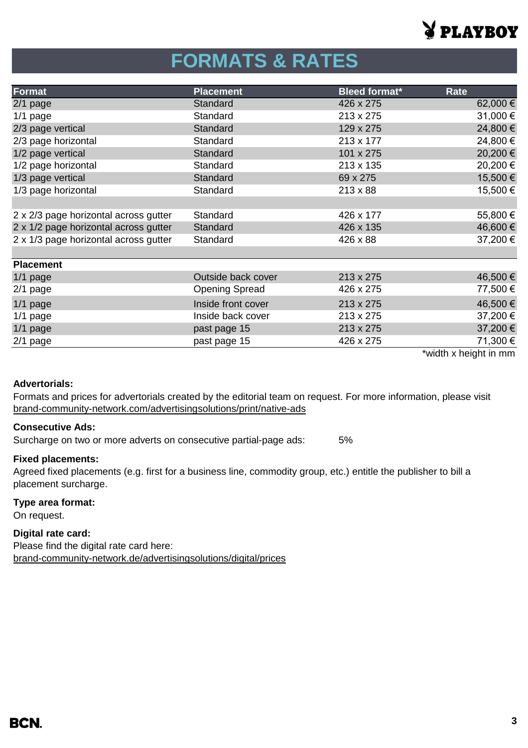# FORMATS & RATES

| Format | Placement | Bleed format* | Rate |
|---|---|---|---|
| 2/1 page | Standard | 426 x 275 | 62,000 € |
| 1/1 page | Standard | 213 x 275 | 31,000 € |
| 2/3 page vertical | Standard | 129 x 275 | 24,800 € |
| 2/3 page horizontal | Standard | 213 x 177 | 24,800 € |
| 1/2 page vertical | Standard | 101 x 275 | 20,200 € |
| 1/2 page horizontal | Standard | 213 x 135 | 20,200 € |
| 1/3 page vertical | Standard | 69 x 275 | 15,500 € |
| 1/3 page horizontal | Standard | 213 x 88 | 15,500 € |
| | | | |
| 2 x 2/3 page horizontal across gutter | Standard | 426 x 177 | 55,800 € |
| 2 x 1/2 page horizontal across gutter | Standard | 426 x 135 | 46,600 € |
| 2 x 1/3 page horizontal across gutter | Standard | 426 x 88 | 37,200 € |
| | | | |
| **Placement** | | | |
| 1/1 page | Outside back cover | 213 x 275 | 46,500 € |
| 2/1 page | Opening Spread | 426 x 275 | 77,500 € |
| 1/1 page | Inside front cover | 213 x 275 | 46,500 € |
| 1/1 page | Inside back cover | 213 x 275 | 37,200 € |
| 1/1 page | past page 15 | 213 x 275 | 37,200 € |
| 2/1 page | past page 15 | 426 x 275 | 71,300 € |

*width x height in mm

**Advertorials:**
Formats and prices for advertorials created by the editorial team on request. For more information, please visit brand-community-network.com/advertisingsolutions/print/native-ads

**Consecutive Ads:**
Surcharge on two or more adverts on consecutive partial-page ads: 5%

**Fixed placements:**
Agreed fixed placements (e.g. first for a business line, commodity group, etc.) entitle the publisher to bill a placement surcharge.

**Type area format:**
On request.

**Digital rate card:**
Please find the digital rate card here:
brand-community-network.de/advertisingsolutions/digital/prices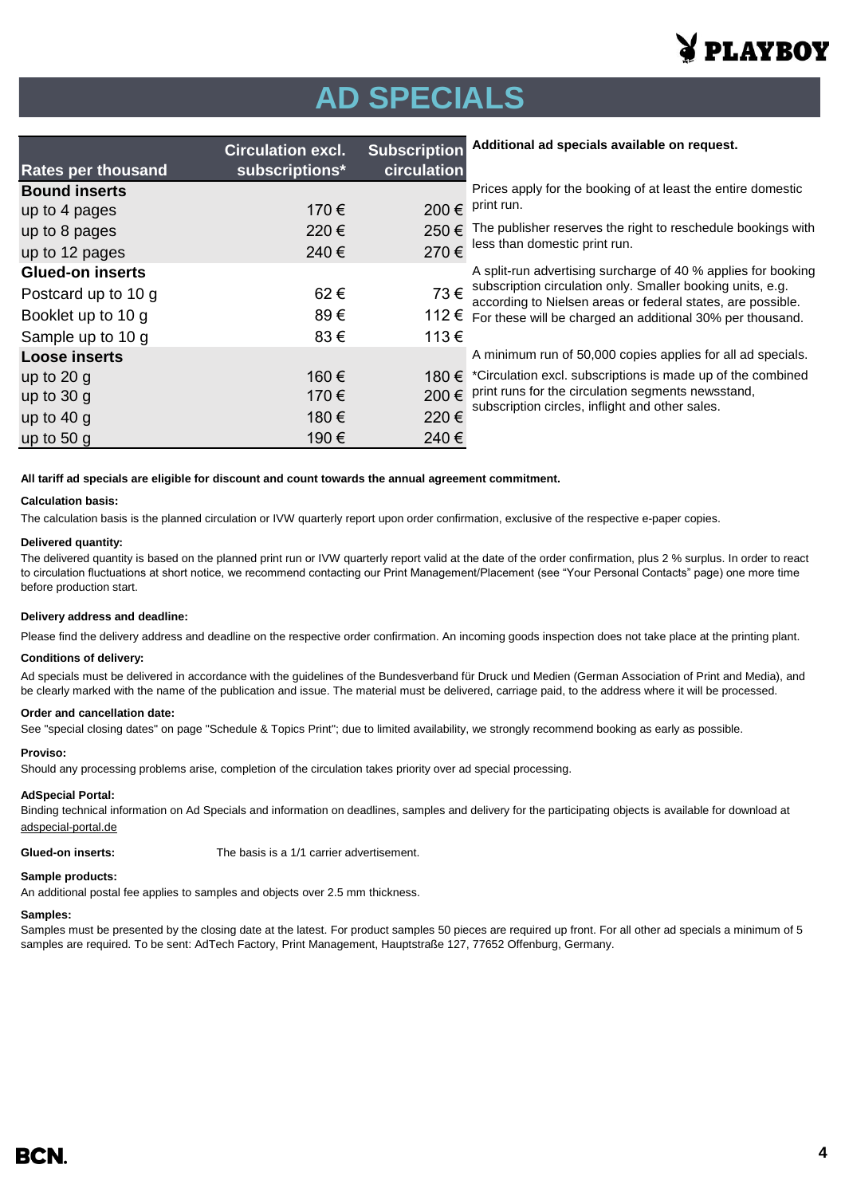# AD SPECIALS

| Rates per thousand | Circulation excl. subscriptions* | Subscription circulation |
|---|---|---|
| **Bound inserts** | | |
| up to 4 pages | 170 € | 200 € |
| up to 8 pages | 220 € | 250 € |
| up to 12 pages | 240 € | 270 € |
| **Glued-on inserts** | | |
| Postcard up to 10 g | 62 € | 73 € |
| Booklet up to 10 g | 89 € | 112 € |
| Sample up to 10 g | 83 € | 113 € |
| **Loose inserts** | | |
| up to 20 g | 160 € | 180 € |
| up to 30 g | 170 € | 200 € |
| up to 40 g | 180 € | 220 € |
| up to 50 g | 190 € | 240 € |

**Additional ad specials available on request.**

Prices apply for the booking of at least the entire domestic print run.

The publisher reserves the right to reschedule bookings with less than domestic print run.

A split-run advertising surcharge of 40 % applies for booking subscription circulation only. Smaller booking units, e.g. according to Nielsen areas or federal states, are possible. For these will be charged an additional 30% per thousand.

A minimum run of 50,000 copies applies for all ad specials.

*Circulation excl. subscriptions is made up of the combined print runs for the circulation segments newsstand, subscription circles, inflight and other sales.

**All tariff ad specials are eligible for discount and count towards the annual agreement commitment.**

**Calculation basis:**

The calculation basis is the planned circulation or IVW quarterly report upon order confirmation, exclusive of the respective e-paper copies.

**Delivered quantity:**

The delivered quantity is based on the planned print run or IVW quarterly report valid at the date of the order confirmation, plus 2 % surplus. In order to react to circulation fluctuations at short notice, we recommend contacting our Print Management/Placement (see "Your Personal Contacts" page) one more time before production start.

**Delivery address and deadline:**

Please find the delivery address and deadline on the respective order confirmation. An incoming goods inspection does not take place at the printing plant.

**Conditions of delivery:**

Ad specials must be delivered in accordance with the guidelines of the Bundesverband für Druck und Medien (German Association of Print and Media), and be clearly marked with the name of the publication and issue. The material must be delivered, carriage paid, to the address where it will be processed.

**Order and cancellation date:**

See "special closing dates" on page "Schedule & Topics Print"; due to limited availability, we strongly recommend booking as early as possible.

**Proviso:**

Should any processing problems arise, completion of the circulation takes priority over ad special processing.

**AdSpecial Portal:**

Binding technical information on Ad Specials and information on deadlines, samples and delivery for the participating objects is available for download at adspecial-portal.de

**Glued-on inserts:** The basis is a 1/1 carrier advertisement.

**Sample products:**

An additional postal fee applies to samples and objects over 2.5 mm thickness.

**Samples:**

Samples must be presented by the closing date at the latest. For product samples 50 pieces are required up front. For all other ad specials a minimum of 5 samples are required. To be sent: AdTech Factory, Print Management, Hauptstraße 127, 77652 Offenburg, Germany.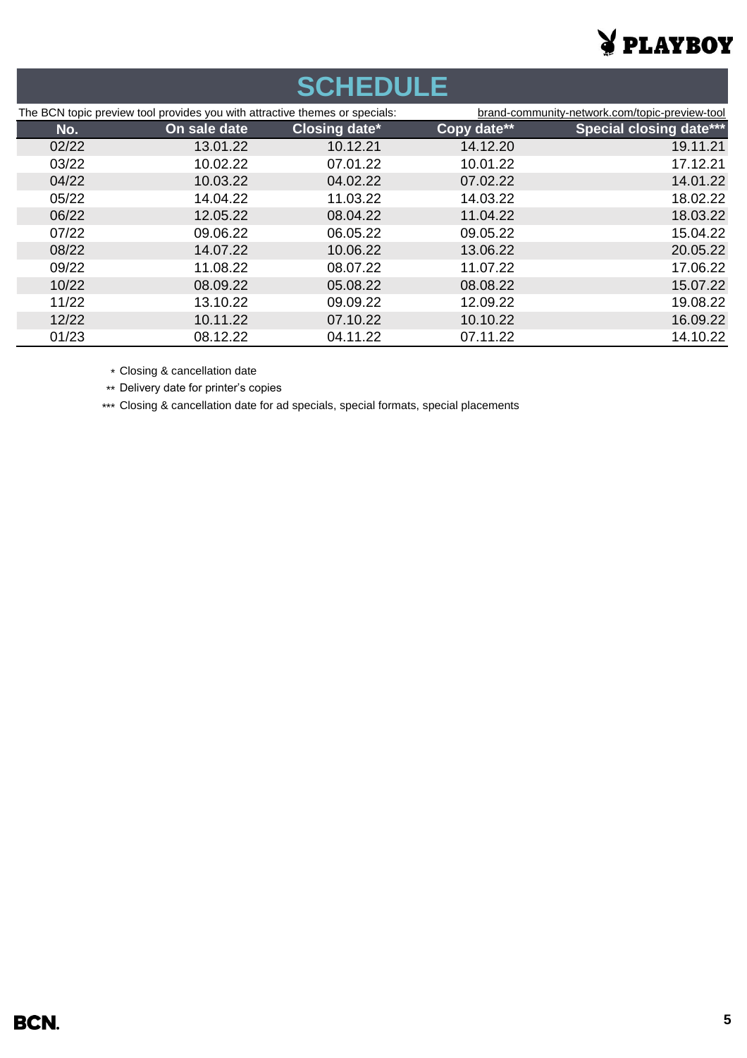# SCHEDULE

The BCN topic preview tool provides you with attractive themes or specials: brand-community-network.com/topic-preview-tool

| No. | On sale date | Closing date* | Copy date** | Special closing date*** |
|---|---|---|---|---|
| 02/22 | 13.01.22 | 10.12.21 | 14.12.20 | 19.11.21 |
| 03/22 | 10.02.22 | 07.01.22 | 10.01.22 | 17.12.21 |
| 04/22 | 10.03.22 | 04.02.22 | 07.02.22 | 14.01.22 |
| 05/22 | 14.04.22 | 11.03.22 | 14.03.22 | 18.02.22 |
| 06/22 | 12.05.22 | 08.04.22 | 11.04.22 | 18.03.22 |
| 07/22 | 09.06.22 | 06.05.22 | 09.05.22 | 15.04.22 |
| 08/22 | 14.07.22 | 10.06.22 | 13.06.22 | 20.05.22 |
| 09/22 | 11.08.22 | 08.07.22 | 11.07.22 | 17.06.22 |
| 10/22 | 08.09.22 | 05.08.22 | 08.08.22 | 15.07.22 |
| 11/22 | 13.10.22 | 09.09.22 | 12.09.22 | 19.08.22 |
| 12/22 | 10.11.22 | 07.10.22 | 10.10.22 | 16.09.22 |
| 01/23 | 08.12.22 | 04.11.22 | 07.11.22 | 14.10.22 |

\* Closing & cancellation date

** Delivery date for printer's copies

*** Closing & cancellation date for ad specials, special formats, special placements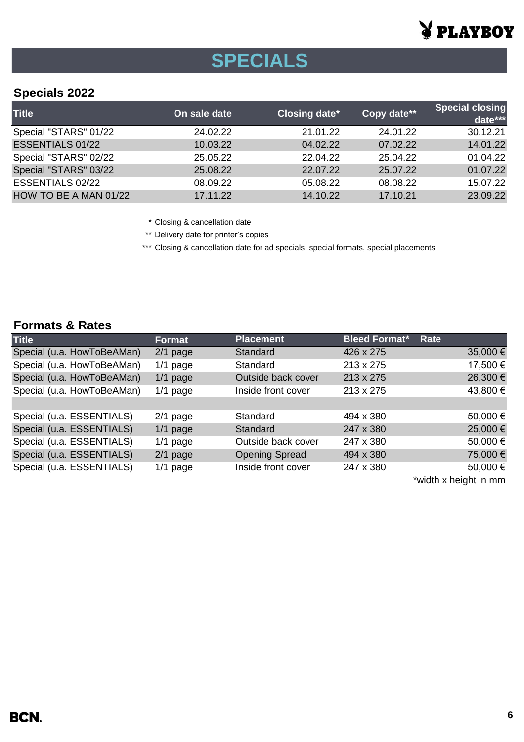# SPECIALS

## Specials 2022

| Title | On sale date | Closing date* | Copy date** | Special closing date*** |
|---|---|---|---|---|
| Special "STARS" 01/22 | 24.02.22 | 21.01.22 | 24.01.22 | 30.12.21 |
| ESSENTIALS 01/22 | 10.03.22 | 04.02.22 | 07.02.22 | 14.01.22 |
| Special "STARS" 02/22 | 25.05.22 | 22.04.22 | 25.04.22 | 01.04.22 |
| Special "STARS" 03/22 | 25.08.22 | 22.07.22 | 25.07.22 | 01.07.22 |
| ESSENTIALS 02/22 | 08.09.22 | 05.08.22 | 08.08.22 | 15.07.22 |
| HOW TO BE A MAN 01/22 | 17.11.22 | 14.10.22 | 17.10.21 | 23.09.22 |

\* Closing & cancellation date

** Delivery date for printer's copies

*** Closing & cancellation date for ad specials, special formats, special placements

## Formats & Rates

| Title | Format | Placement | Bleed Format* | Rate |
|---|---|---|---|---|
| Special (u.a. HowToBeAMan) | 2/1 page | Standard | 426 x 275 | 35,000 € |
| Special (u.a. HowToBeAMan) | 1/1 page | Standard | 213 x 275 | 17,500 € |
| Special (u.a. HowToBeAMan) | 1/1 page | Outside back cover | 213 x 275 | 26,300 € |
| Special (u.a. HowToBeAMan) | 1/1 page | Inside front cover | 213 x 275 | 43,800 € |
| | | | | |
| Special (u.a. ESSENTIALS) | 2/1 page | Standard | 494 x 380 | 50,000 € |
| Special (u.a. ESSENTIALS) | 1/1 page | Standard | 247 x 380 | 25,000 € |
| Special (u.a. ESSENTIALS) | 1/1 page | Outside back cover | 247 x 380 | 50,000 € |
| Special (u.a. ESSENTIALS) | 2/1 page | Opening Spread | 494 x 380 | 75,000 € |
| Special (u.a. ESSENTIALS) | 1/1 page | Inside front cover | 247 x 380 | 50,000 € |

*width x height in mm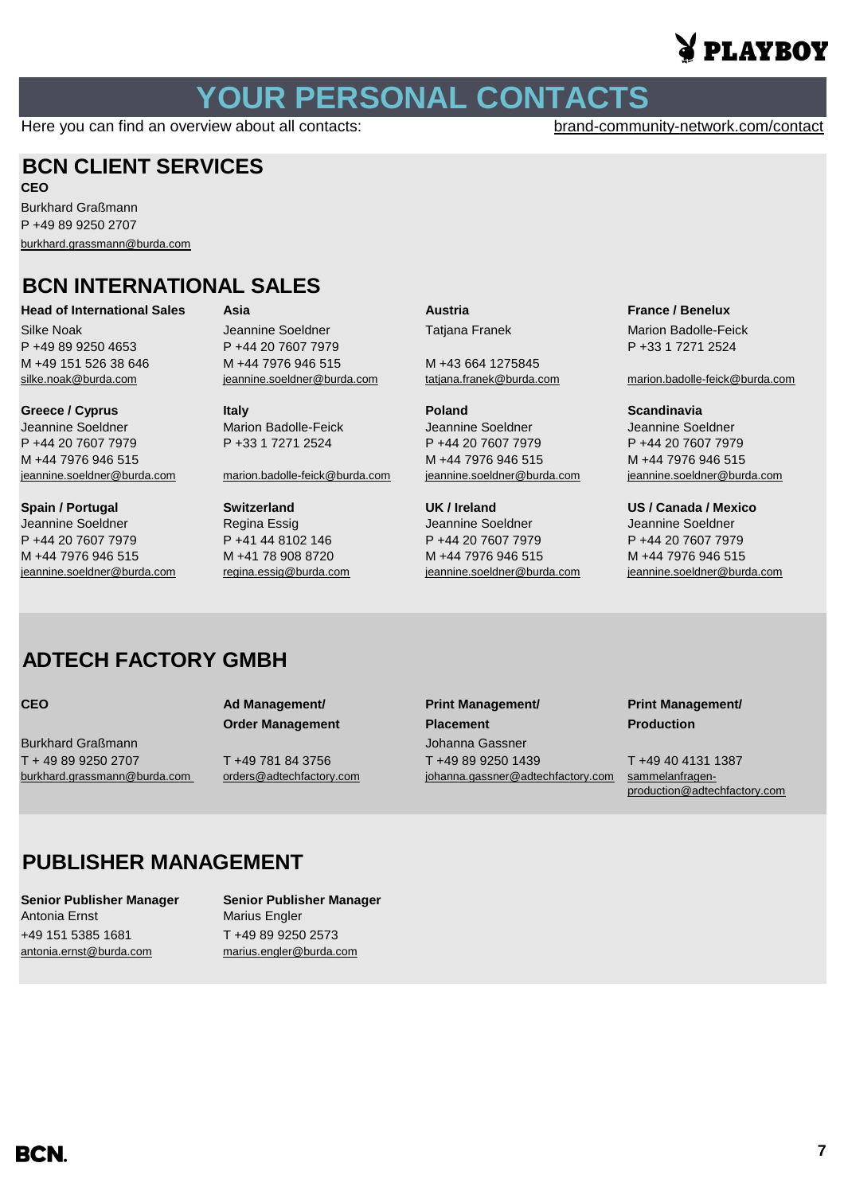# YOUR PERSONAL CONTACTS

Here you can find an overview about all contacts: brand-community-network.com/contact

## BCN CLIENT SERVICES

**CEO**
Burkhard Graßmann
P +49 89 9250 2707
burkhard.grassmann@burda.com

## BCN INTERNATIONAL SALES

**Head of International Sales**
Silke Noak
P +49 89 9250 4653
M +49 151 526 38 646
silke.noak@burda.com

**Asia**
Jeannine Soeldner
P +44 20 7607 7979
M +44 7976 946 515
jeannine.soeldner@burda.com

**Austria**
Tatjana Franek
M +43 664 1275845
tatjana.franek@burda.com

**France / Benelux**
Marion Badolle-Feick
P +33 1 7271 2524
marion.badolle-feick@burda.com

**Greece / Cyprus**
Jeannine Soeldner
P +44 20 7607 7979
M +44 7976 946 515
jeannine.soeldner@burda.com

**Italy**
Marion Badolle-Feick
P +33 1 7271 2524
marion.badolle-feick@burda.com

**Poland**
Jeannine Soeldner
P +44 20 7607 7979
M +44 7976 946 515
jeannine.soeldner@burda.com

**Scandinavia**
Jeannine Soeldner
P +44 20 7607 7979
M +44 7976 946 515
jeannine.soeldner@burda.com

**Spain / Portugal**
Jeannine Soeldner
P +44 20 7607 7979
M +44 7976 946 515
jeannine.soeldner@burda.com

**Switzerland**
Regina Essig
P +41 44 8102 146
M +41 78 908 8720
regina.essig@burda.com

**UK / Ireland**
Jeannine Soeldner
P +44 20 7607 7979
M +44 7976 946 515
jeannine.soeldner@burda.com

**US / Canada / Mexico**
Jeannine Soeldner
P +44 20 7607 7979
M +44 7976 946 515
jeannine.soeldner@burda.com

## ADTECH FACTORY GMBH

**CEO**
Burkhard Graßmann
T + 49 89 9250 2707
burkhard.grassmann@burda.com

**Ad Management/ Order Management**
T +49 781 84 3756
orders@adtechfactory.com

**Print Management/ Placement**
Johanna Gassner
T +49 89 9250 1439
johanna.gassner@adtechfactory.com

**Print Management/ Production**
T +49 40 4131 1387
sammelanfragen-production@adtechfactory.com

## PUBLISHER MANAGEMENT

**Senior Publisher Manager**
Antonia Ernst
+49 151 5385 1681
antonia.ernst@burda.com

**Senior Publisher Manager**
Marius Engler
T +49 89 9250 2573
marius.engler@burda.com